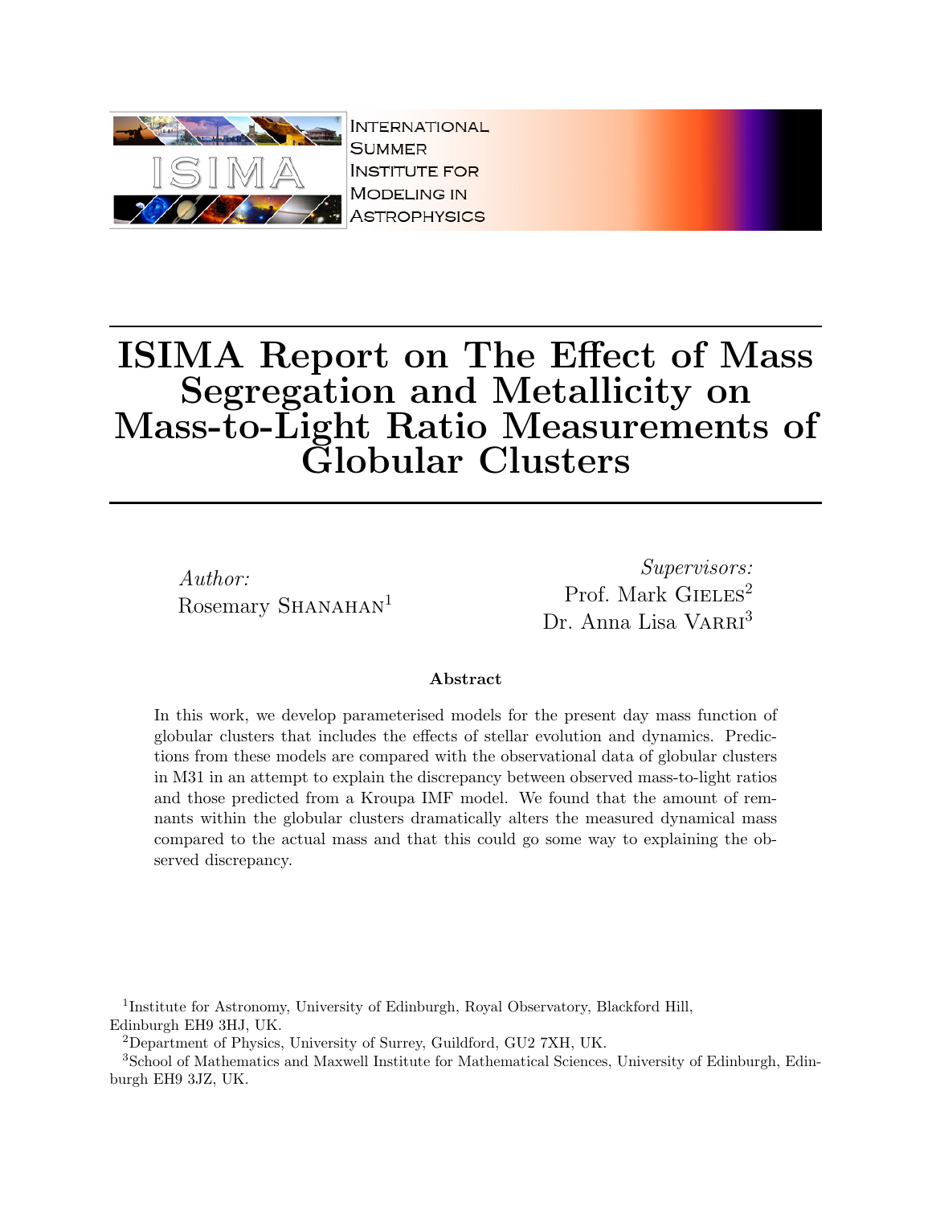International Summer Institute for Modeling in Astrophysics

# ISIMA Report on The Effect of Mass Segregation and Metallicity on Mass-to-Light Ratio Measurements of Globular Clusters

*Author:*
Rosemary Shanahan[1]

*Supervisors:*
Prof. Mark Gieles[2]
Dr. Anna Lisa Varri[3]

**Abstract**

In this work, we develop parameterised models for the present day mass function of globular clusters that includes the effects of stellar evolution and dynamics. Predictions from these models are compared with the observational data of globular clusters in M31 in an attempt to explain the discrepancy between observed mass-to-light ratios and those predicted from a Kroupa IMF model. We found that the amount of remnants within the globular clusters dramatically alters the measured dynamical mass compared to the actual mass and that this could go some way to explaining the observed discrepancy.

[1]Institute for Astronomy, University of Edinburgh, Royal Observatory, Blackford Hill, Edinburgh EH9 3HJ, UK.
[2]Department of Physics, University of Surrey, Guildford, GU2 7XH, UK.
[3]School of Mathematics and Maxwell Institute for Mathematical Sciences, University of Edinburgh, Edinburgh EH9 3JZ, UK.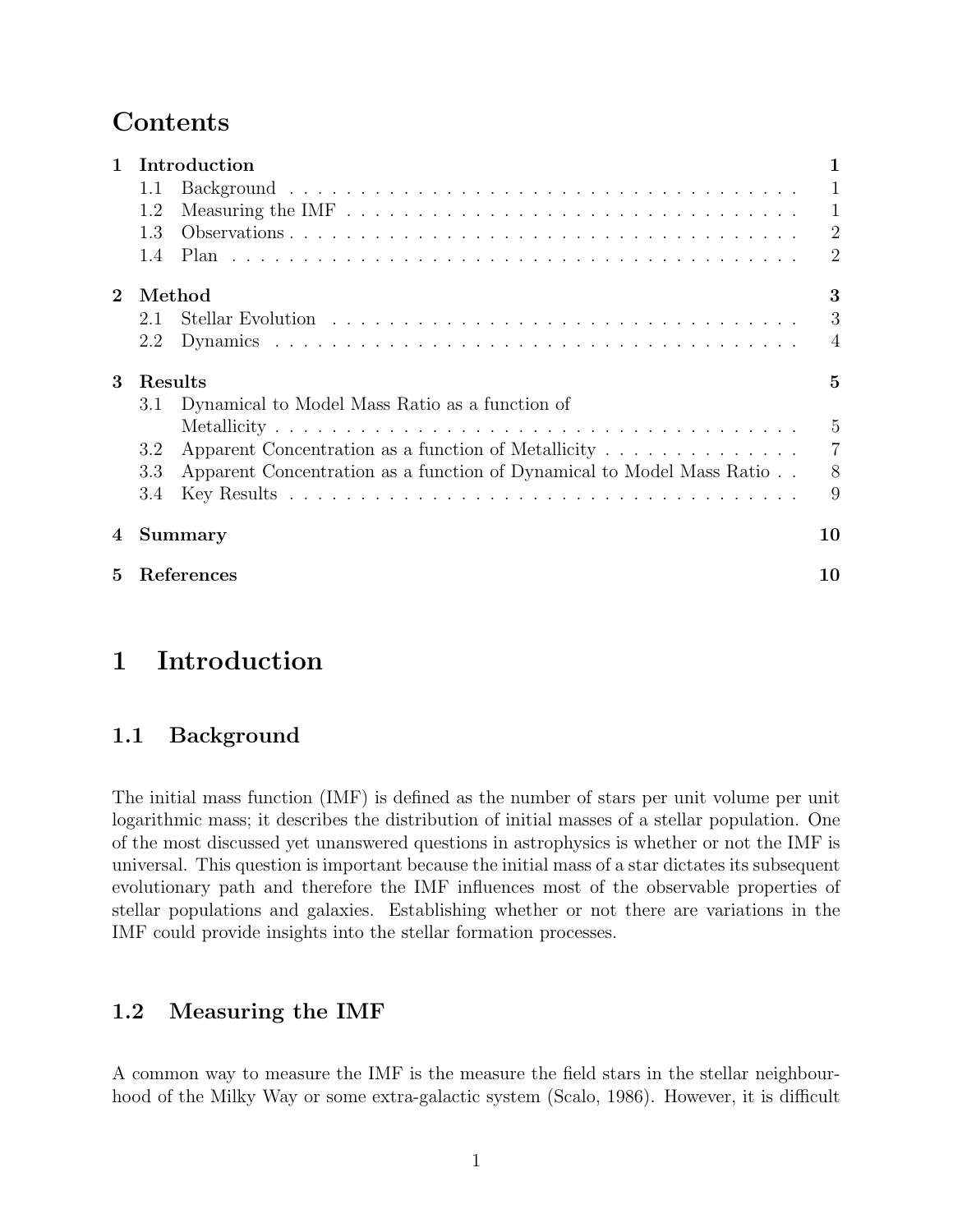# Contents

1 Introduction 1
 1.1 Background 1
 1.2 Measuring the IMF 1
 1.3 Observations 2
 1.4 Plan 2

2 Method 3
 2.1 Stellar Evolution 3
 2.2 Dynamics 4

3 Results 5
 3.1 Dynamical to Model Mass Ratio as a function of Metallicity 5
 3.2 Apparent Concentration as a function of Metallicity 7
 3.3 Apparent Concentration as a function of Dynamical to Model Mass Ratio 8
 3.4 Key Results 9

4 Summary 10

5 References 10

# 1 Introduction

## 1.1 Background

The initial mass function (IMF) is defined as the number of stars per unit volume per unit logarithmic mass; it describes the distribution of initial masses of a stellar population. One of the most discussed yet unanswered questions in astrophysics is whether or not the IMF is universal. This question is important because the initial mass of a star dictates its subsequent evolutionary path and therefore the IMF influences most of the observable properties of stellar populations and galaxies. Establishing whether or not there are variations in the IMF could provide insights into the stellar formation processes.

## 1.2 Measuring the IMF

A common way to measure the IMF is the measure the field stars in the stellar neighbourhood of the Milky Way or some extra-galactic system (Scalo, 1986). However, it is difficult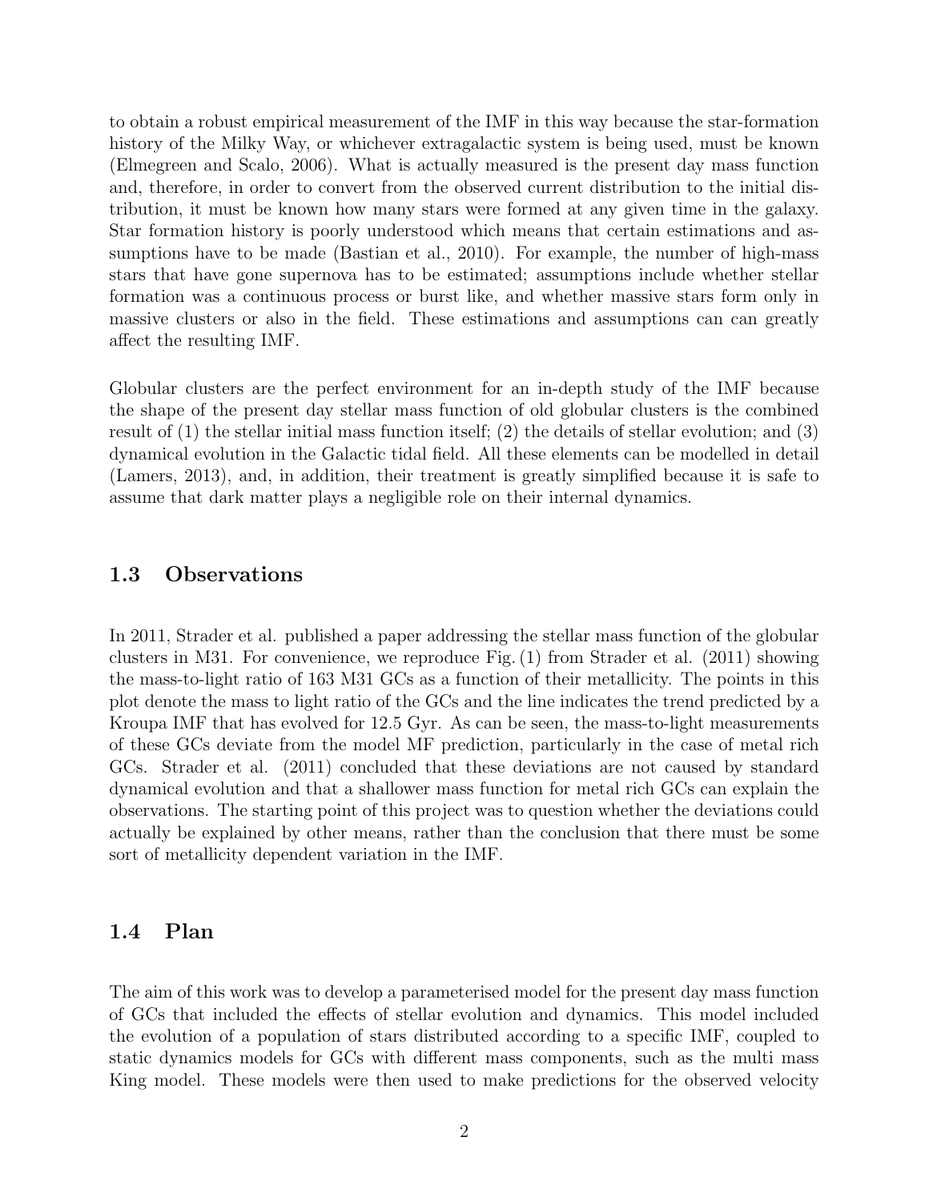to obtain a robust empirical measurement of the IMF in this way because the star-formation history of the Milky Way, or whichever extragalactic system is being used, must be known (Elmegreen and Scalo, 2006). What is actually measured is the present day mass function and, therefore, in order to convert from the observed current distribution to the initial distribution, it must be known how many stars were formed at any given time in the galaxy. Star formation history is poorly understood which means that certain estimations and assumptions have to be made (Bastian et al., 2010). For example, the number of high-mass stars that have gone supernova has to be estimated; assumptions include whether stellar formation was a continuous process or burst like, and whether massive stars form only in massive clusters or also in the field. These estimations and assumptions can can greatly affect the resulting IMF.

Globular clusters are the perfect environment for an in-depth study of the IMF because the shape of the present day stellar mass function of old globular clusters is the combined result of (1) the stellar initial mass function itself; (2) the details of stellar evolution; and (3) dynamical evolution in the Galactic tidal field. All these elements can be modelled in detail (Lamers, 2013), and, in addition, their treatment is greatly simplified because it is safe to assume that dark matter plays a negligible role on their internal dynamics.

## 1.3 Observations

In 2011, Strader et al. published a paper addressing the stellar mass function of the globular clusters in M31. For convenience, we reproduce Fig. (1) from Strader et al. (2011) showing the mass-to-light ratio of 163 M31 GCs as a function of their metallicity. The points in this plot denote the mass to light ratio of the GCs and the line indicates the trend predicted by a Kroupa IMF that has evolved for 12.5 Gyr. As can be seen, the mass-to-light measurements of these GCs deviate from the model MF prediction, particularly in the case of metal rich GCs. Strader et al. (2011) concluded that these deviations are not caused by standard dynamical evolution and that a shallower mass function for metal rich GCs can explain the observations. The starting point of this project was to question whether the deviations could actually be explained by other means, rather than the conclusion that there must be some sort of metallicity dependent variation in the IMF.

## 1.4 Plan

The aim of this work was to develop a parameterised model for the present day mass function of GCs that included the effects of stellar evolution and dynamics. This model included the evolution of a population of stars distributed according to a specific IMF, coupled to static dynamics models for GCs with different mass components, such as the multi mass King model. These models were then used to make predictions for the observed velocity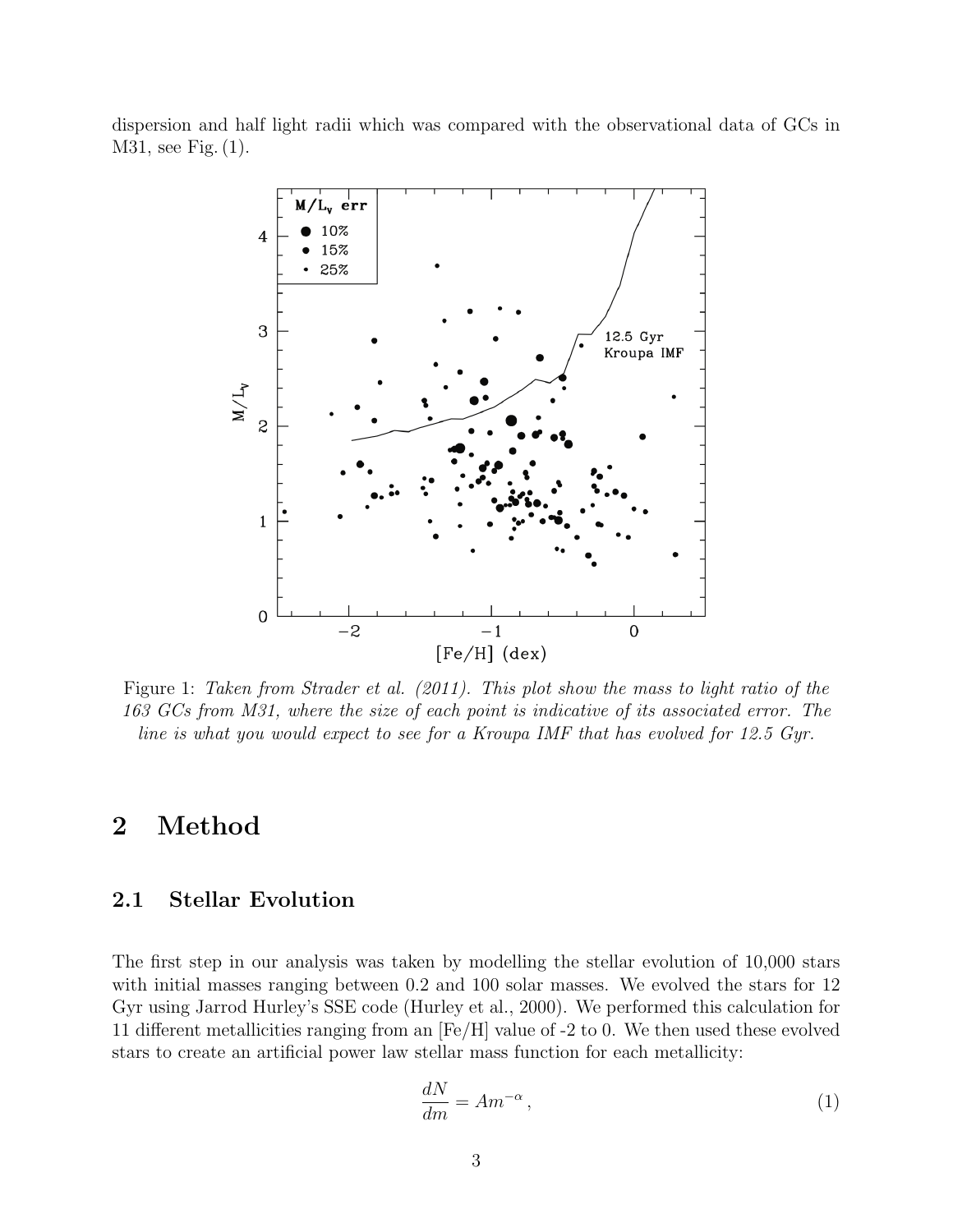dispersion and half light radii which was compared with the observational data of GCs in M31, see Fig. (1).

Figure 1: *Taken from Strader et al. (2011). This plot show the mass to light ratio of the 163 GCs from M31, where the size of each point is indicative of its associated error. The line is what you would expect to see for a Kroupa IMF that has evolved for 12.5 Gyr.*

## 2 Method

### 2.1 Stellar Evolution

The first step in our analysis was taken by modelling the stellar evolution of 10,000 stars with initial masses ranging between 0.2 and 100 solar masses. We evolved the stars for 12 Gyr using Jarrod Hurley's SSE code (Hurley et al., 2000). We performed this calculation for 11 different metallicities ranging from an [Fe/H] value of -2 to 0. We then used these evolved stars to create an artificial power law stellar mass function for each metallicity:

$$\frac{dN}{dm} = Am^{-\alpha}\,, \tag{1}$$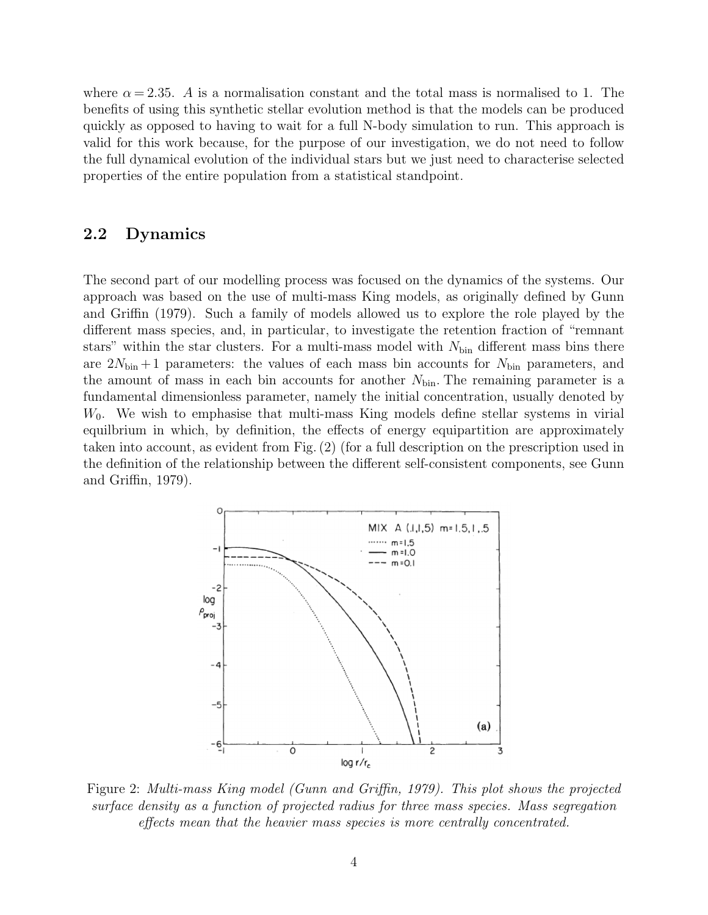where $\alpha = 2.35$. $A$ is a normalisation constant and the total mass is normalised to 1. The benefits of using this synthetic stellar evolution method is that the models can be produced quickly as opposed to having to wait for a full N-body simulation to run. This approach is valid for this work because, for the purpose of our investigation, we do not need to follow the full dynamical evolution of the individual stars but we just need to characterise selected properties of the entire population from a statistical standpoint.

## 2.2 Dynamics

The second part of our modelling process was focused on the dynamics of the systems. Our approach was based on the use of multi-mass King models, as originally defined by Gunn and Griffin (1979). Such a family of models allowed us to explore the role played by the different mass species, and, in particular, to investigate the retention fraction of "remnant stars" within the star clusters. For a multi-mass model with $N_{\rm bin}$ different mass bins there are $2N_{\rm bin}+1$ parameters: the values of each mass bin accounts for $N_{\rm bin}$ parameters, and the amount of mass in each bin accounts for another $N_{\rm bin}$. The remaining parameter is a fundamental dimensionless parameter, namely the initial concentration, usually denoted by $W_0$. We wish to emphasise that multi-mass King models define stellar systems in virial equilbrium in which, by definition, the effects of energy equipartition are approximately taken into account, as evident from Fig. (2) (for a full description on the prescription used in the definition of the relationship between the different self-consistent components, see Gunn and Griffin, 1979).

Figure 2: *Multi-mass King model (Gunn and Griffin, 1979). This plot shows the projected surface density as a function of projected radius for three mass species. Mass segregation effects mean that the heavier mass species is more centrally concentrated.*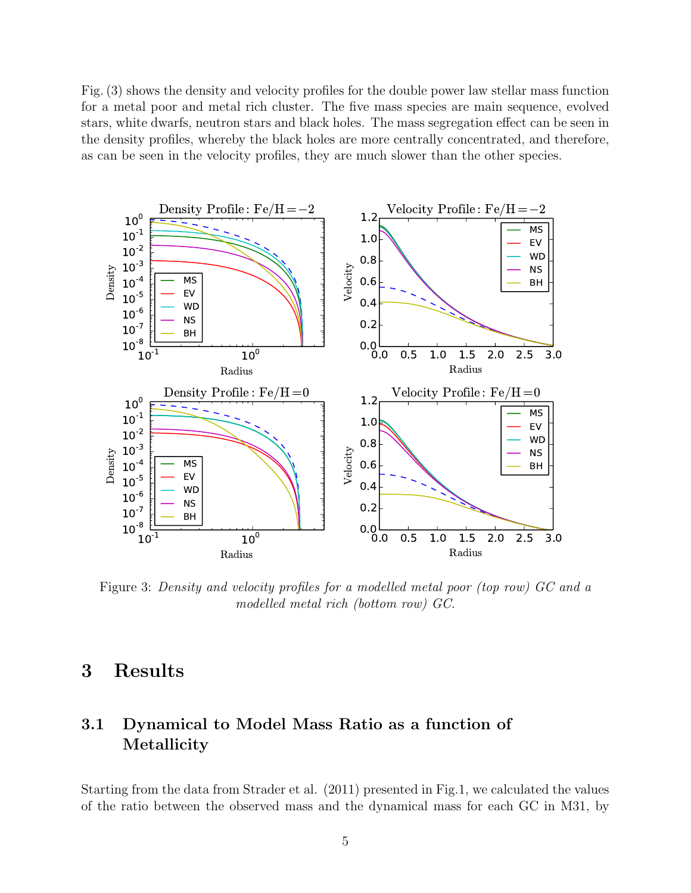Fig. (3) shows the density and velocity profiles for the double power law stellar mass function for a metal poor and metal rich cluster. The five mass species are main sequence, evolved stars, white dwarfs, neutron stars and black holes. The mass segregation effect can be seen in the density profiles, whereby the black holes are more centrally concentrated, and therefore, as can be seen in the velocity profiles, they are much slower than the other species.

Figure 3: *Density and velocity profiles for a modelled metal poor (top row) GC and a modelled metal rich (bottom row) GC.*

# 3 Results

## 3.1 Dynamical to Model Mass Ratio as a function of Metallicity

Starting from the data from Strader et al. (2011) presented in Fig.1, we calculated the values of the ratio between the observed mass and the dynamical mass for each GC in M31, by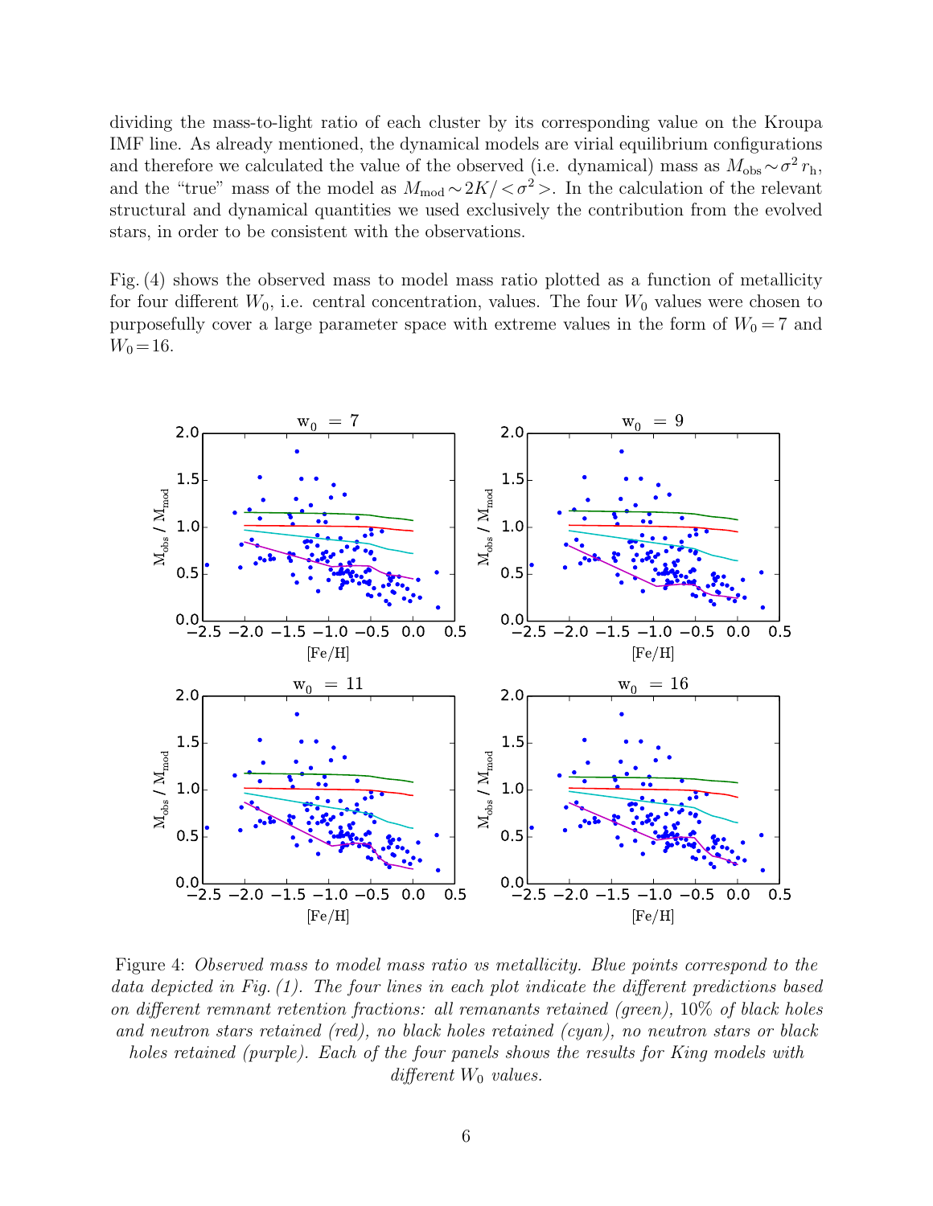dividing the mass-to-light ratio of each cluster by its corresponding value on the Kroupa IMF line. As already mentioned, the dynamical models are virial equilibrium configurations and therefore we calculated the value of the observed (i.e. dynamical) mass as $M_{\rm obs} \sim \sigma^2 r_{\rm h}$, and the "true" mass of the model as $M_{\rm mod} \sim 2K/<\sigma^2>$. In the calculation of the relevant structural and dynamical quantities we used exclusively the contribution from the evolved stars, in order to be consistent with the observations.

Fig. (4) shows the observed mass to model mass ratio plotted as a function of metallicity for four different $W_0$, i.e. central concentration, values. The four $W_0$ values were chosen to purposefully cover a large parameter space with extreme values in the form of $W_0 = 7$ and $W_0 = 16$.

Figure 4: *Observed mass to model mass ratio vs metallicity. Blue points correspond to the data depicted in Fig. (1). The four lines in each plot indicate the different predictions based on different remnant retention fractions: all remanants retained (green), 10% of black holes and neutron stars retained (red), no black holes retained (cyan), no neutron stars or black holes retained (purple). Each of the four panels shows the results for King models with different $W_0$ values.*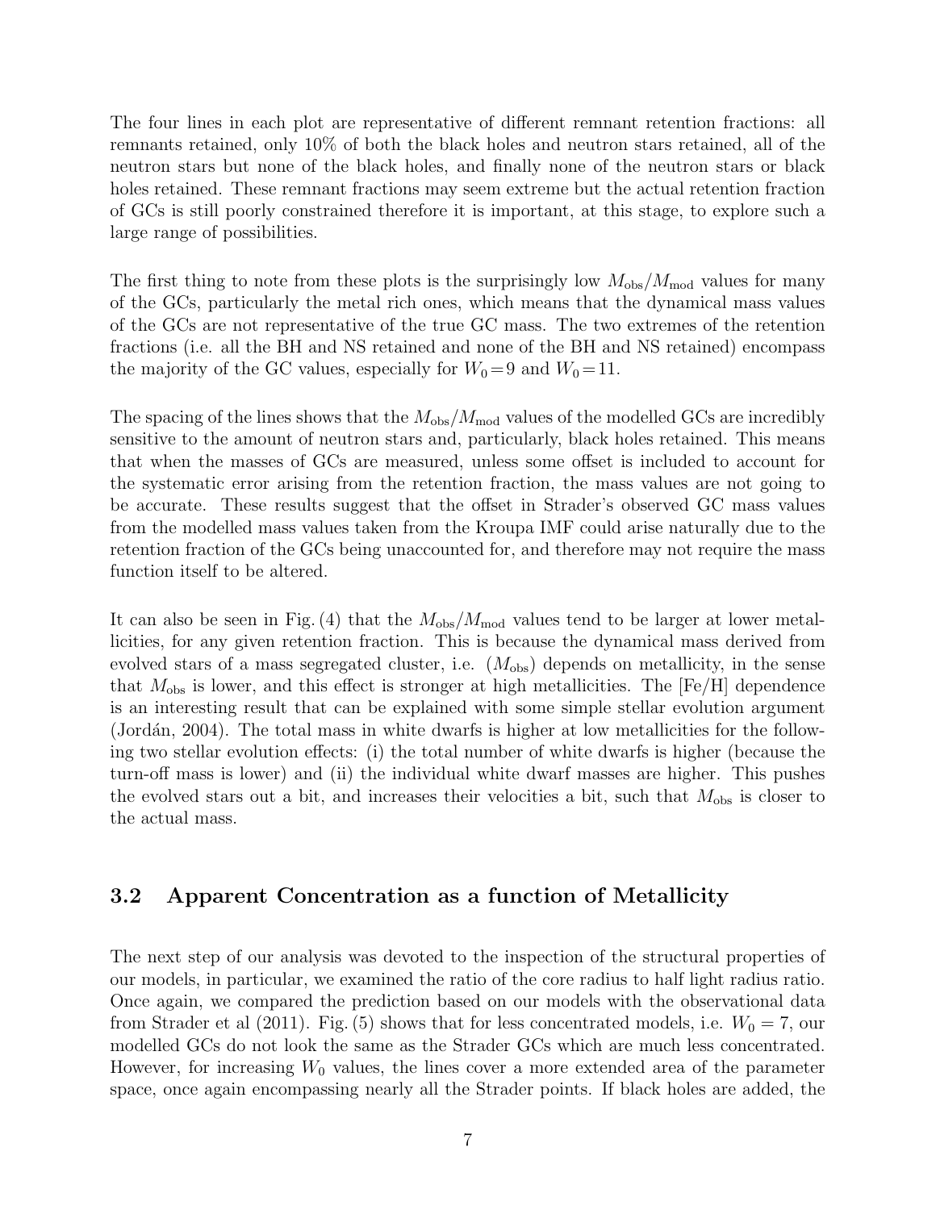The four lines in each plot are representative of different remnant retention fractions: all remnants retained, only 10% of both the black holes and neutron stars retained, all of the neutron stars but none of the black holes, and finally none of the neutron stars or black holes retained. These remnant fractions may seem extreme but the actual retention fraction of GCs is still poorly constrained therefore it is important, at this stage, to explore such a large range of possibilities.

The first thing to note from these plots is the surprisingly low $M_{\rm obs}/M_{\rm mod}$ values for many of the GCs, particularly the metal rich ones, which means that the dynamical mass values of the GCs are not representative of the true GC mass. The two extremes of the retention fractions (i.e. all the BH and NS retained and none of the BH and NS retained) encompass the majority of the GC values, especially for $W_0 = 9$ and $W_0 = 11$.

The spacing of the lines shows that the $M_{\rm obs}/M_{\rm mod}$ values of the modelled GCs are incredibly sensitive to the amount of neutron stars and, particularly, black holes retained. This means that when the masses of GCs are measured, unless some offset is included to account for the systematic error arising from the retention fraction, the mass values are not going to be accurate. These results suggest that the offset in Strader's observed GC mass values from the modelled mass values taken from the Kroupa IMF could arise naturally due to the retention fraction of the GCs being unaccounted for, and therefore may not require the mass function itself to be altered.

It can also be seen in Fig. (4) that the $M_{\rm obs}/M_{\rm mod}$ values tend to be larger at lower metallicities, for any given retention fraction. This is because the dynamical mass derived from evolved stars of a mass segregated cluster, i.e. ($M_{\rm obs}$) depends on metallicity, in the sense that $M_{\rm obs}$ is lower, and this effect is stronger at high metallicities. The [Fe/H] dependence is an interesting result that can be explained with some simple stellar evolution argument (Jordán, 2004). The total mass in white dwarfs is higher at low metallicities for the following two stellar evolution effects: (i) the total number of white dwarfs is higher (because the turn-off mass is lower) and (ii) the individual white dwarf masses are higher. This pushes the evolved stars out a bit, and increases their velocities a bit, such that $M_{\rm obs}$ is closer to the actual mass.

### 3.2 Apparent Concentration as a function of Metallicity

The next step of our analysis was devoted to the inspection of the structural properties of our models, in particular, we examined the ratio of the core radius to half light radius ratio. Once again, we compared the prediction based on our models with the observational data from Strader et al (2011). Fig. (5) shows that for less concentrated models, i.e. $W_0 = 7$, our modelled GCs do not look the same as the Strader GCs which are much less concentrated. However, for increasing $W_0$ values, the lines cover a more extended area of the parameter space, once again encompassing nearly all the Strader points. If black holes are added, the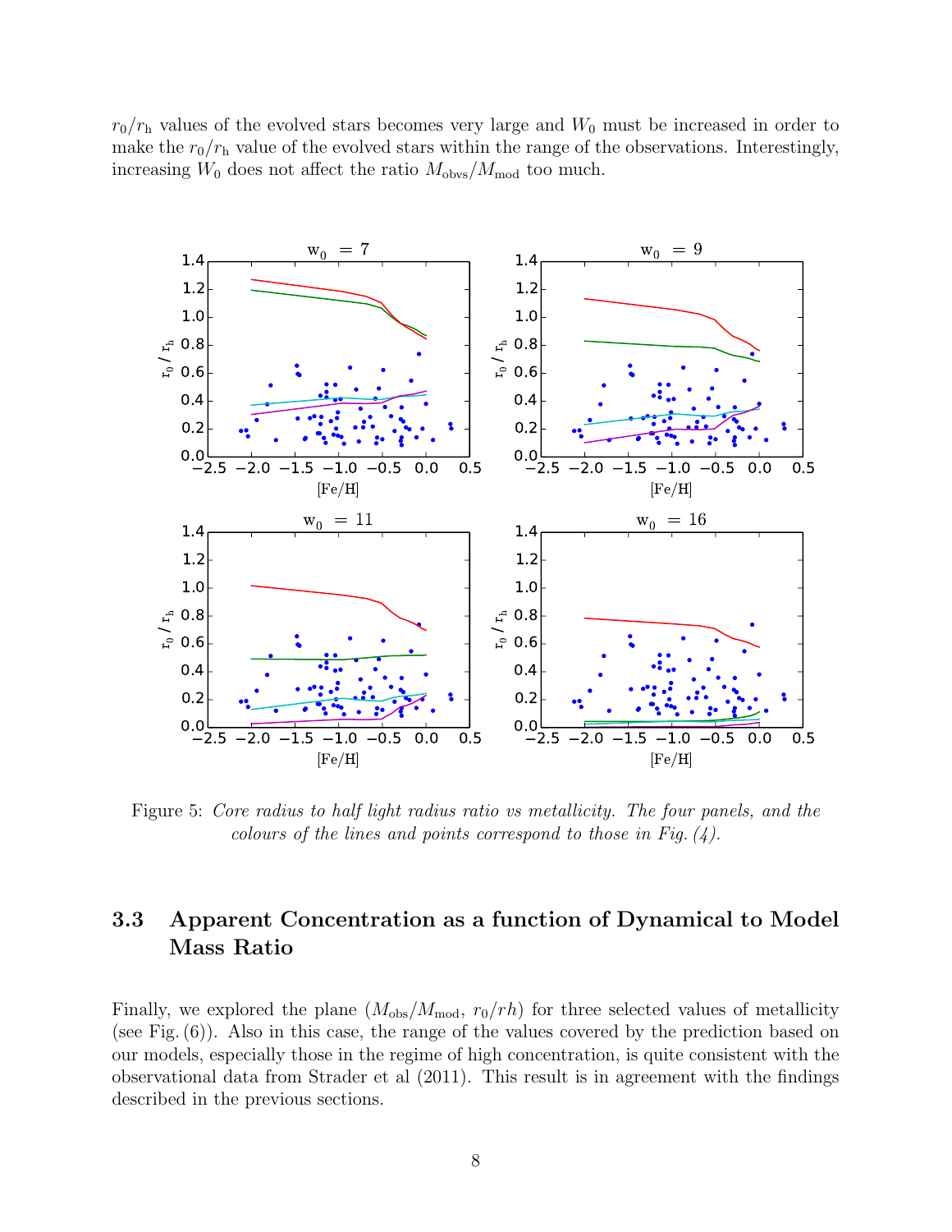$r_0/r_h$ values of the evolved stars becomes very large and $W_0$ must be increased in order to make the $r_0/r_h$ value of the evolved stars within the range of the observations. Interestingly, increasing $W_0$ does not affect the ratio $M_{obvs}/M_{mod}$ too much.

Figure 5: *Core radius to half light radius ratio vs metallicity. The four panels, and the colours of the lines and points correspond to those in Fig. (4).*

### 3.3 Apparent Concentration as a function of Dynamical to Model Mass Ratio

Finally, we explored the plane ($M_{obs}/M_{mod}$, $r_0/rh$) for three selected values of metallicity (see Fig. (6)). Also in this case, the range of the values covered by the prediction based on our models, especially those in the regime of high concentration, is quite consistent with the observational data from Strader et al (2011). This result is in agreement with the findings described in the previous sections.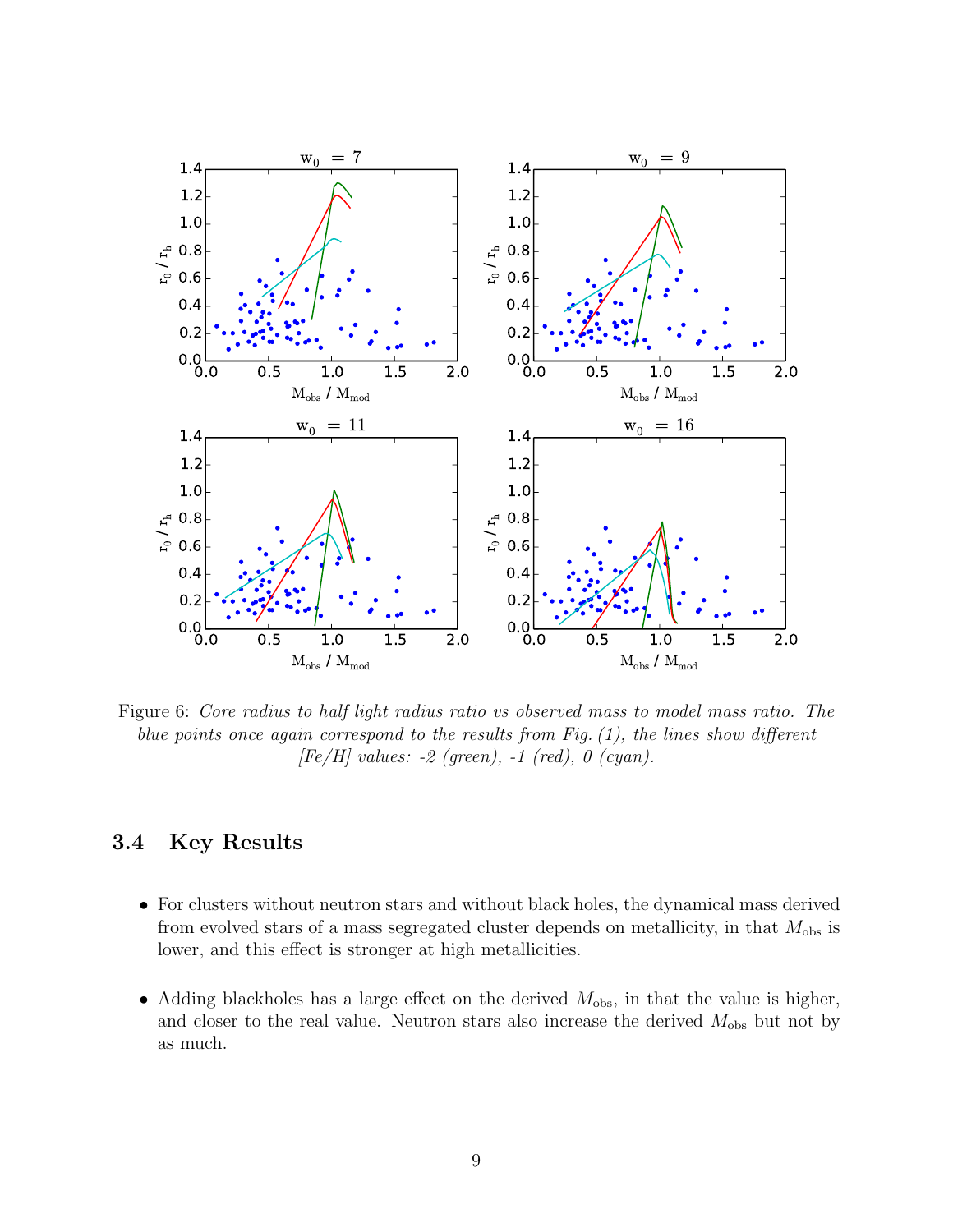Figure 6: *Core radius to half light radius ratio vs observed mass to model mass ratio. The blue points once again correspond to the results from Fig. (1), the lines show different [Fe/H] values: -2 (green), -1 (red), 0 (cyan).*

### 3.4 Key Results

- For clusters without neutron stars and without black holes, the dynamical mass derived from evolved stars of a mass segregated cluster depends on metallicity, in that $M_{\text{obs}}$ is lower, and this effect is stronger at high metallicities.

- Adding blackholes has a large effect on the derived $M_{\text{obs}}$, in that the value is higher, and closer to the real value. Neutron stars also increase the derived $M_{\text{obs}}$ but not by as much.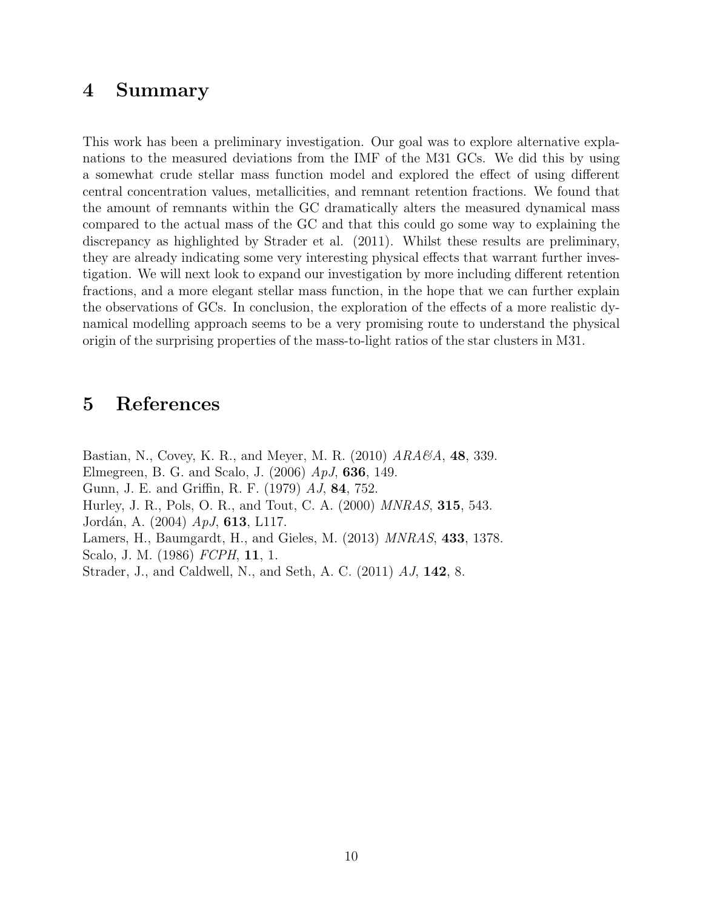# 4 Summary

This work has been a preliminary investigation. Our goal was to explore alternative explanations to the measured deviations from the IMF of the M31 GCs. We did this by using a somewhat crude stellar mass function model and explored the effect of using different central concentration values, metallicities, and remnant retention fractions. We found that the amount of remnants within the GC dramatically alters the measured dynamical mass compared to the actual mass of the GC and that this could go some way to explaining the discrepancy as highlighted by Strader et al. (2011). Whilst these results are preliminary, they are already indicating some very interesting physical effects that warrant further investigation. We will next look to expand our investigation by more including different retention fractions, and a more elegant stellar mass function, in the hope that we can further explain the observations of GCs. In conclusion, the exploration of the effects of a more realistic dynamical modelling approach seems to be a very promising route to understand the physical origin of the surprising properties of the mass-to-light ratios of the star clusters in M31.

# 5 References

Bastian, N., Covey, K. R., and Meyer, M. R. (2010) *ARA&A*, **48**, 339.
Elmegreen, B. G. and Scalo, J. (2006) *ApJ*, **636**, 149.
Gunn, J. E. and Griffin, R. F. (1979) *AJ*, **84**, 752.
Hurley, J. R., Pols, O. R., and Tout, C. A. (2000) *MNRAS*, **315**, 543.
Jordán, A. (2004) *ApJ*, **613**, L117.
Lamers, H., Baumgardt, H., and Gieles, M. (2013) *MNRAS*, **433**, 1378.
Scalo, J. M. (1986) *FCPH*, **11**, 1.
Strader, J., and Caldwell, N., and Seth, A. C. (2011) *AJ*, **142**, 8.